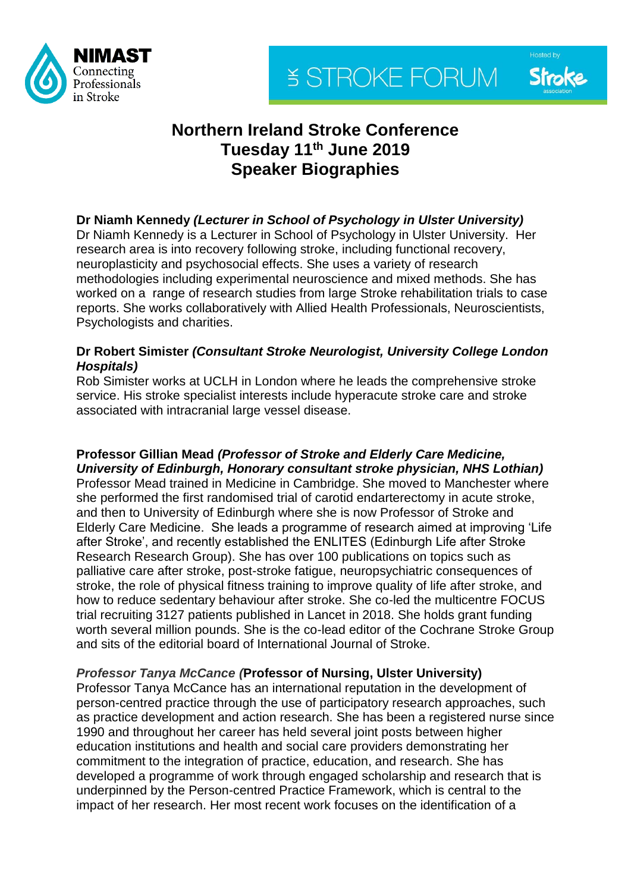# Northern Ireland Stroke Conference
# Tuesday 11th June 2019
# Speaker Biographies

**Dr Niamh Kennedy *(Lecturer in School of Psychology in Ulster University)***
Dr Niamh Kennedy is a Lecturer in School of Psychology in Ulster University. Her research area is into recovery following stroke, including functional recovery, neuroplasticity and psychosocial effects. She uses a variety of research methodologies including experimental neuroscience and mixed methods. She has worked on a range of research studies from large Stroke rehabilitation trials to case reports. She works collaboratively with Allied Health Professionals, Neuroscientists, Psychologists and charities.

**Dr Robert Simister *(Consultant Stroke Neurologist, University College London Hospitals)***
Rob Simister works at UCLH in London where he leads the comprehensive stroke service. His stroke specialist interests include hyperacute stroke care and stroke associated with intracranial large vessel disease.

**Professor Gillian Mead *(Professor of Stroke and Elderly Care Medicine, University of Edinburgh, Honorary consultant stroke physician, NHS Lothian)***
Professor Mead trained in Medicine in Cambridge. She moved to Manchester where she performed the first randomised trial of carotid endarterectomy in acute stroke, and then to University of Edinburgh where she is now Professor of Stroke and Elderly Care Medicine. She leads a programme of research aimed at improving 'Life after Stroke', and recently established the ENLITES (Edinburgh Life after Stroke Research Research Group). She has over 100 publications on topics such as palliative care after stroke, post-stroke fatigue, neuropsychiatric consequences of stroke, the role of physical fitness training to improve quality of life after stroke, and how to reduce sedentary behaviour after stroke. She co-led the multicentre FOCUS trial recruiting 3127 patients published in Lancet in 2018. She holds grant funding worth several million pounds. She is the co-lead editor of the Cochrane Stroke Group and sits of the editorial board of International Journal of Stroke.

***Professor Tanya McCance (*Professor of Nursing, Ulster University)**
Professor Tanya McCance has an international reputation in the development of person-centred practice through the use of participatory research approaches, such as practice development and action research. She has been a registered nurse since 1990 and throughout her career has held several joint posts between higher education institutions and health and social care providers demonstrating her commitment to the integration of practice, education, and research. She has developed a programme of work through engaged scholarship and research that is underpinned by the Person-centred Practice Framework, which is central to the impact of her research. Her most recent work focuses on the identification of a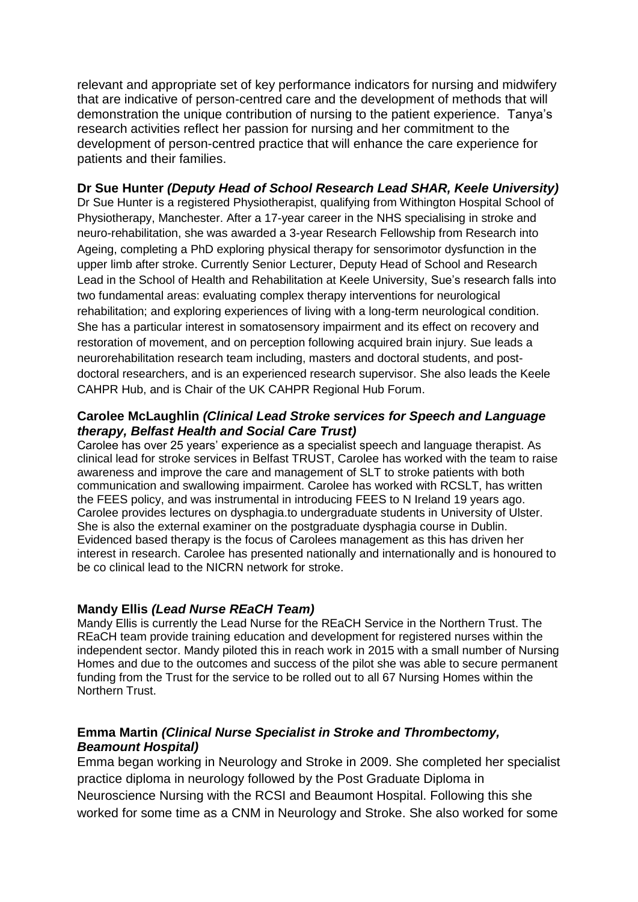relevant and appropriate set of key performance indicators for nursing and midwifery that are indicative of person-centred care and the development of methods that will demonstration the unique contribution of nursing to the patient experience. Tanya's research activities reflect her passion for nursing and her commitment to the development of person-centred practice that will enhance the care experience for patients and their families.

**Dr Sue Hunter *(Deputy Head of School Research Lead SHAR, Keele University)***

Dr Sue Hunter is a registered Physiotherapist, qualifying from Withington Hospital School of Physiotherapy, Manchester. After a 17-year career in the NHS specialising in stroke and neuro-rehabilitation, she was awarded a 3-year Research Fellowship from Research into Ageing, completing a PhD exploring physical therapy for sensorimotor dysfunction in the upper limb after stroke. Currently Senior Lecturer, Deputy Head of School and Research Lead in the School of Health and Rehabilitation at Keele University, Sue's research falls into two fundamental areas: evaluating complex therapy interventions for neurological rehabilitation; and exploring experiences of living with a long-term neurological condition. She has a particular interest in somatosensory impairment and its effect on recovery and restoration of movement, and on perception following acquired brain injury. Sue leads a neurorehabilitation research team including, masters and doctoral students, and post-doctoral researchers, and is an experienced research supervisor. She also leads the Keele CAHPR Hub, and is Chair of the UK CAHPR Regional Hub Forum.

**Carolee McLaughlin *(Clinical Lead Stroke services for Speech and Language therapy, Belfast Health and Social Care Trust)***

Carolee has over 25 years' experience as a specialist speech and language therapist. As clinical lead for stroke services in Belfast TRUST, Carolee has worked with the team to raise awareness and improve the care and management of SLT to stroke patients with both communication and swallowing impairment. Carolee has worked with RCSLT, has written the FEES policy, and was instrumental in introducing FEES to N Ireland 19 years ago. Carolee provides lectures on dysphagia.to undergraduate students in University of Ulster. She is also the external examiner on the postgraduate dysphagia course in Dublin. Evidenced based therapy is the focus of Carolees management as this has driven her interest in research. Carolee has presented nationally and internationally and is honoured to be co clinical lead to the NICRN network for stroke.

**Mandy Ellis *(Lead Nurse REaCH Team)***

Mandy Ellis is currently the Lead Nurse for the REaCH Service in the Northern Trust. The REaCH team provide training education and development for registered nurses within the independent sector. Mandy piloted this in reach work in 2015 with a small number of Nursing Homes and due to the outcomes and success of the pilot she was able to secure permanent funding from the Trust for the service to be rolled out to all 67 Nursing Homes within the Northern Trust.

**Emma Martin *(Clinical Nurse Specialist in Stroke and Thrombectomy, Beamount Hospital)***

Emma began working in Neurology and Stroke in 2009. She completed her specialist practice diploma in neurology followed by the Post Graduate Diploma in Neuroscience Nursing with the RCSI and Beaumont Hospital. Following this she worked for some time as a CNM in Neurology and Stroke. She also worked for some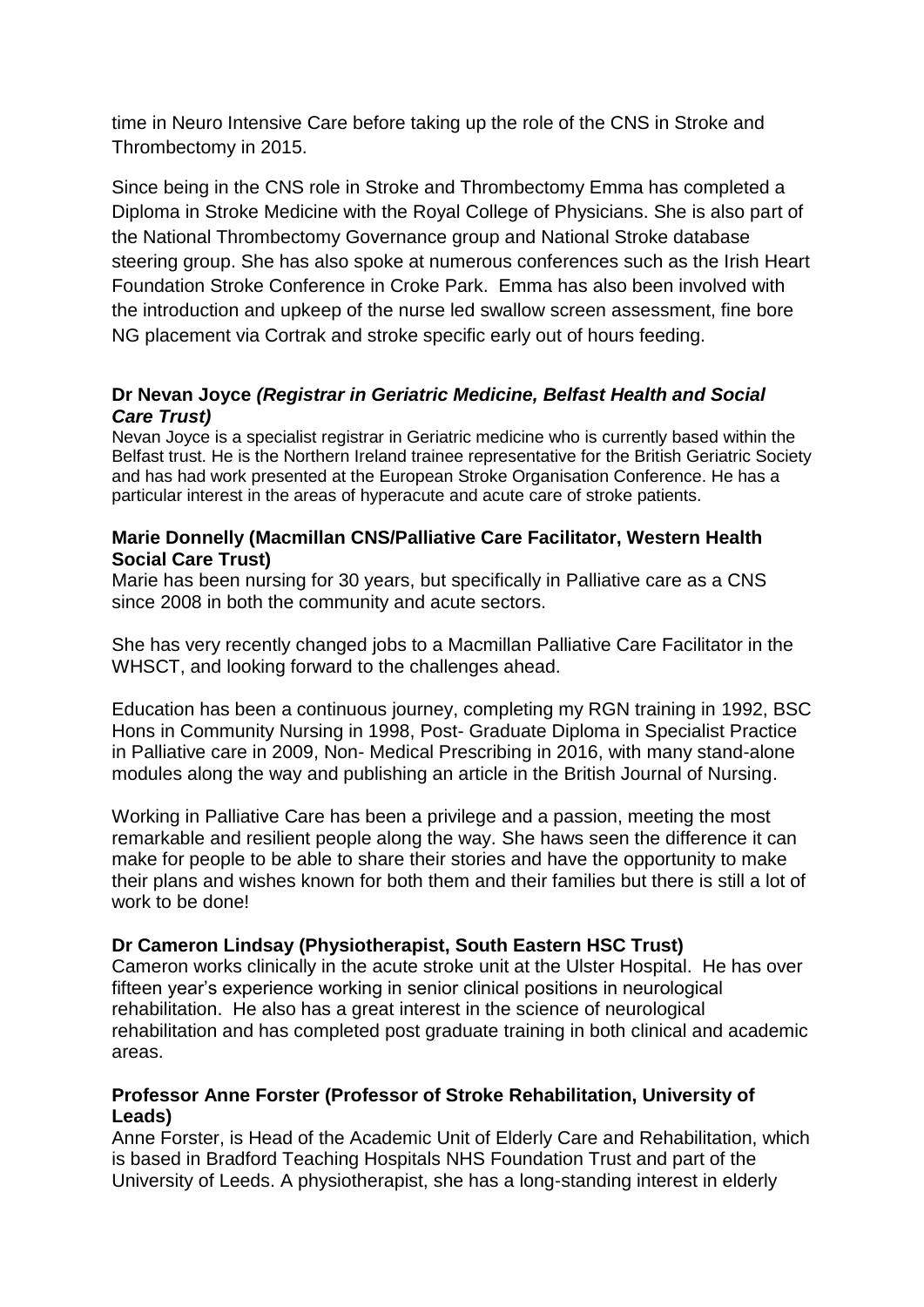time in Neuro Intensive Care before taking up the role of the CNS in Stroke and Thrombectomy in 2015.

Since being in the CNS role in Stroke and Thrombectomy Emma has completed a Diploma in Stroke Medicine with the Royal College of Physicians. She is also part of the National Thrombectomy Governance group and National Stroke database steering group. She has also spoke at numerous conferences such as the Irish Heart Foundation Stroke Conference in Croke Park. Emma has also been involved with the introduction and upkeep of the nurse led swallow screen assessment, fine bore NG placement via Cortrak and stroke specific early out of hours feeding.

**Dr Nevan Joyce *(Registrar in Geriatric Medicine, Belfast Health and Social Care Trust)***

Nevan Joyce is a specialist registrar in Geriatric medicine who is currently based within the Belfast trust. He is the Northern Ireland trainee representative for the British Geriatric Society and has had work presented at the European Stroke Organisation Conference. He has a particular interest in the areas of hyperacute and acute care of stroke patients.

**Marie Donnelly (Macmillan CNS/Palliative Care Facilitator, Western Health Social Care Trust)**

Marie has been nursing for 30 years, but specifically in Palliative care as a CNS since 2008 in both the community and acute sectors.

She has very recently changed jobs to a Macmillan Palliative Care Facilitator in the WHSCT, and looking forward to the challenges ahead.

Education has been a continuous journey, completing my RGN training in 1992, BSC Hons in Community Nursing in 1998, Post- Graduate Diploma in Specialist Practice in Palliative care in 2009, Non- Medical Prescribing in 2016, with many stand-alone modules along the way and publishing an article in the British Journal of Nursing.

Working in Palliative Care has been a privilege and a passion, meeting the most remarkable and resilient people along the way. She haws seen the difference it can make for people to be able to share their stories and have the opportunity to make their plans and wishes known for both them and their families but there is still a lot of work to be done!

**Dr Cameron Lindsay (Physiotherapist, South Eastern HSC Trust)**

Cameron works clinically in the acute stroke unit at the Ulster Hospital. He has over fifteen year's experience working in senior clinical positions in neurological rehabilitation. He also has a great interest in the science of neurological rehabilitation and has completed post graduate training in both clinical and academic areas.

**Professor Anne Forster (Professor of Stroke Rehabilitation, University of Leads)**

Anne Forster, is Head of the Academic Unit of Elderly Care and Rehabilitation, which is based in Bradford Teaching Hospitals NHS Foundation Trust and part of the University of Leeds. A physiotherapist, she has a long-standing interest in elderly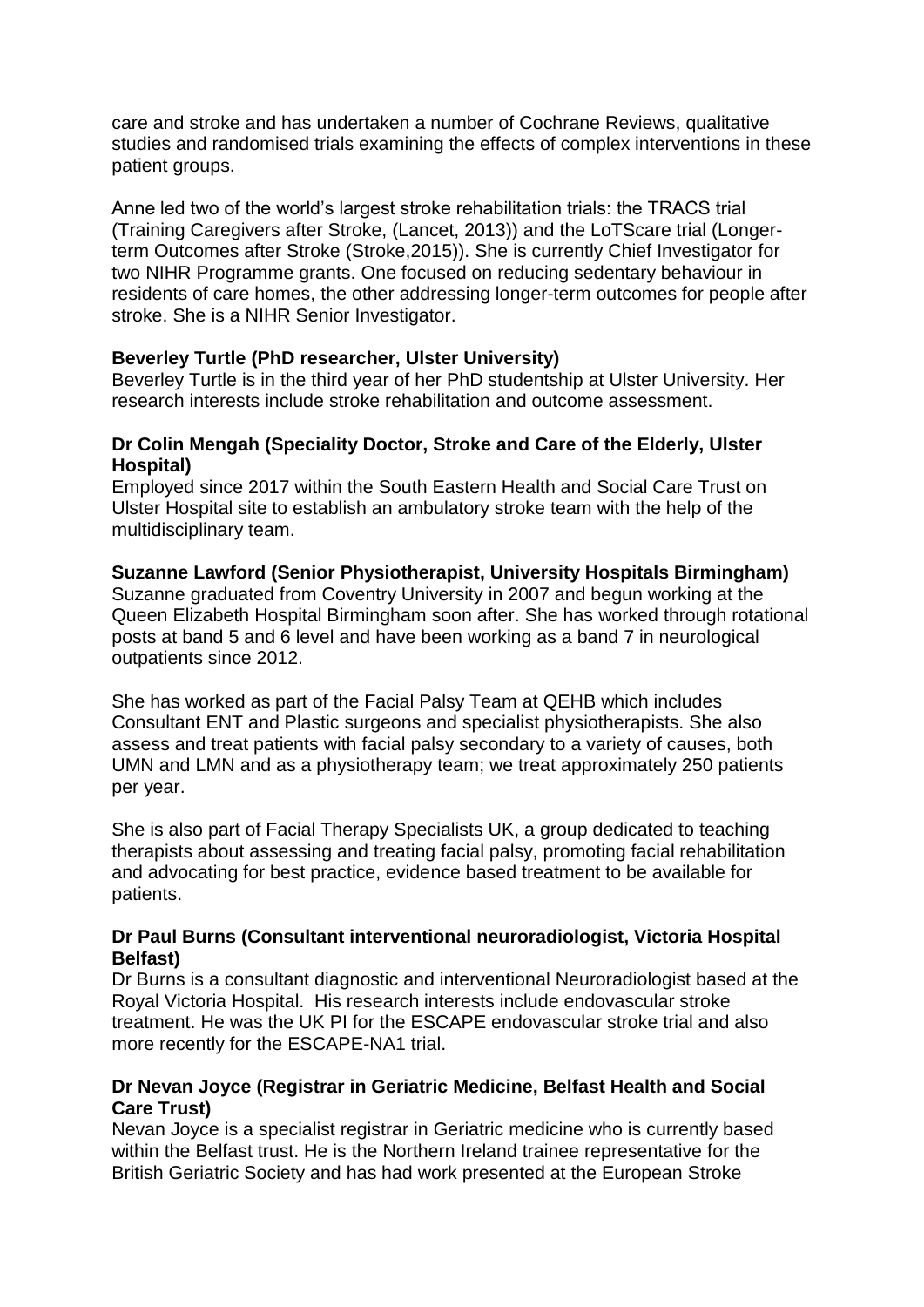care and stroke and has undertaken a number of Cochrane Reviews, qualitative studies and randomised trials examining the effects of complex interventions in these patient groups.

Anne led two of the world's largest stroke rehabilitation trials: the TRACS trial (Training Caregivers after Stroke, (Lancet, 2013)) and the LoTScare trial (Longer-term Outcomes after Stroke (Stroke,2015)). She is currently Chief Investigator for two NIHR Programme grants. One focused on reducing sedentary behaviour in residents of care homes, the other addressing longer-term outcomes for people after stroke. She is a NIHR Senior Investigator.

**Beverley Turtle (PhD researcher, Ulster University)**
Beverley Turtle is in the third year of her PhD studentship at Ulster University. Her research interests include stroke rehabilitation and outcome assessment.

**Dr Colin Mengah (Speciality Doctor, Stroke and Care of the Elderly, Ulster Hospital)**
Employed since 2017 within the South Eastern Health and Social Care Trust on Ulster Hospital site to establish an ambulatory stroke team with the help of the multidisciplinary team.

**Suzanne Lawford (Senior Physiotherapist, University Hospitals Birmingham)**
Suzanne graduated from Coventry University in 2007 and begun working at the Queen Elizabeth Hospital Birmingham soon after. She has worked through rotational posts at band 5 and 6 level and have been working as a band 7 in neurological outpatients since 2012.

She has worked as part of the Facial Palsy Team at QEHB which includes Consultant ENT and Plastic surgeons and specialist physiotherapists. She also assess and treat patients with facial palsy secondary to a variety of causes, both UMN and LMN and as a physiotherapy team; we treat approximately 250 patients per year.

She is also part of Facial Therapy Specialists UK, a group dedicated to teaching therapists about assessing and treating facial palsy, promoting facial rehabilitation and advocating for best practice, evidence based treatment to be available for patients.

**Dr Paul Burns (Consultant interventional neuroradiologist, Victoria Hospital Belfast)**
Dr Burns is a consultant diagnostic and interventional Neuroradiologist based at the Royal Victoria Hospital. His research interests include endovascular stroke treatment. He was the UK PI for the ESCAPE endovascular stroke trial and also more recently for the ESCAPE-NA1 trial.

**Dr Nevan Joyce (Registrar in Geriatric Medicine, Belfast Health and Social Care Trust)**
Nevan Joyce is a specialist registrar in Geriatric medicine who is currently based within the Belfast trust. He is the Northern Ireland trainee representative for the British Geriatric Society and has had work presented at the European Stroke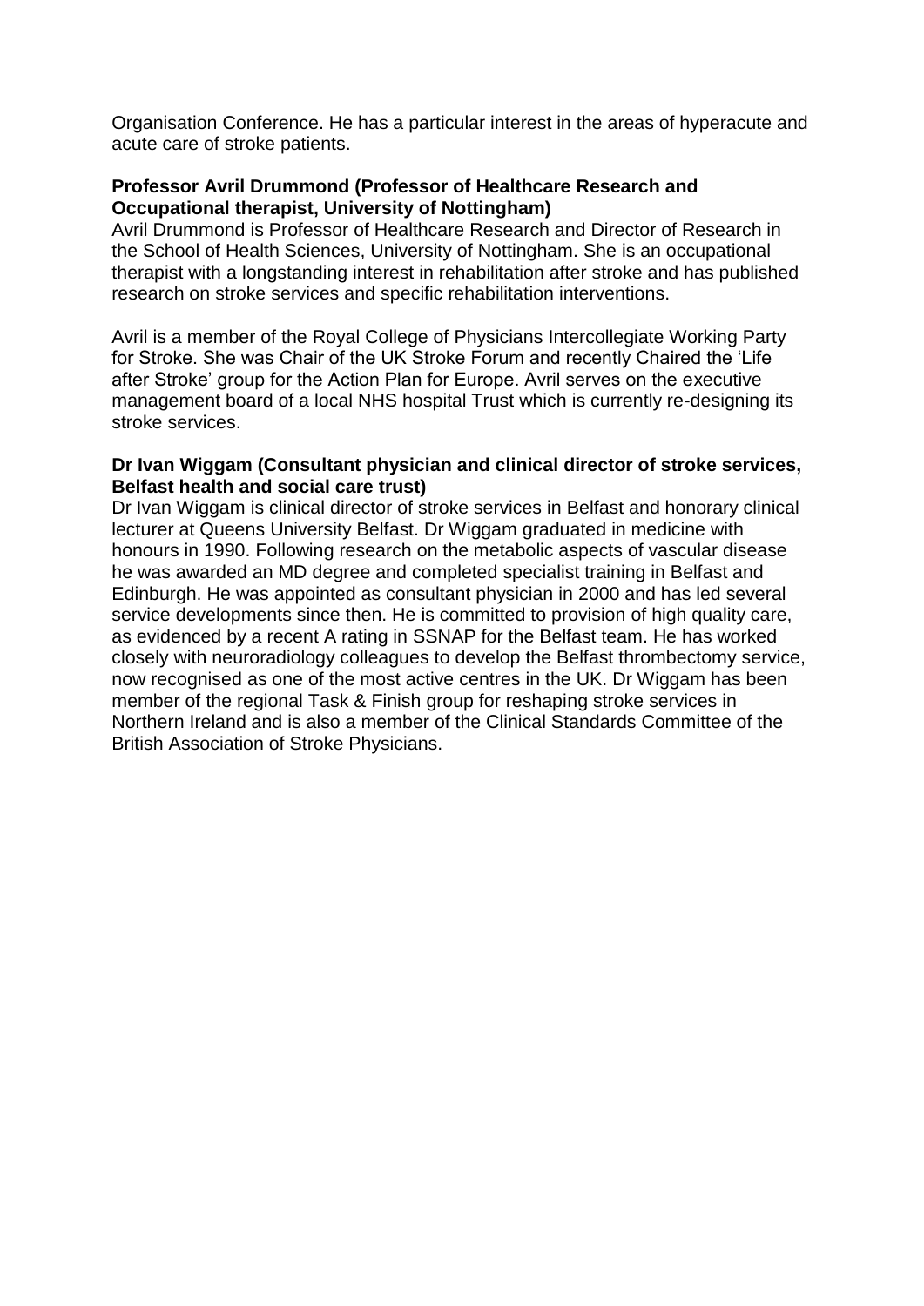Organisation Conference. He has a particular interest in the areas of hyperacute and acute care of stroke patients.

**Professor Avril Drummond (Professor of Healthcare Research and Occupational therapist, University of Nottingham)**

Avril Drummond is Professor of Healthcare Research and Director of Research in the School of Health Sciences, University of Nottingham. She is an occupational therapist with a longstanding interest in rehabilitation after stroke and has published research on stroke services and specific rehabilitation interventions.

Avril is a member of the Royal College of Physicians Intercollegiate Working Party for Stroke. She was Chair of the UK Stroke Forum and recently Chaired the 'Life after Stroke' group for the Action Plan for Europe. Avril serves on the executive management board of a local NHS hospital Trust which is currently re-designing its stroke services.

**Dr Ivan Wiggam (Consultant physician and clinical director of stroke services, Belfast health and social care trust)**

Dr Ivan Wiggam is clinical director of stroke services in Belfast and honorary clinical lecturer at Queens University Belfast. Dr Wiggam graduated in medicine with honours in 1990. Following research on the metabolic aspects of vascular disease he was awarded an MD degree and completed specialist training in Belfast and Edinburgh. He was appointed as consultant physician in 2000 and has led several service developments since then. He is committed to provision of high quality care, as evidenced by a recent A rating in SSNAP for the Belfast team. He has worked closely with neuroradiology colleagues to develop the Belfast thrombectomy service, now recognised as one of the most active centres in the UK. Dr Wiggam has been member of the regional Task & Finish group for reshaping stroke services in Northern Ireland and is also a member of the Clinical Standards Committee of the British Association of Stroke Physicians.